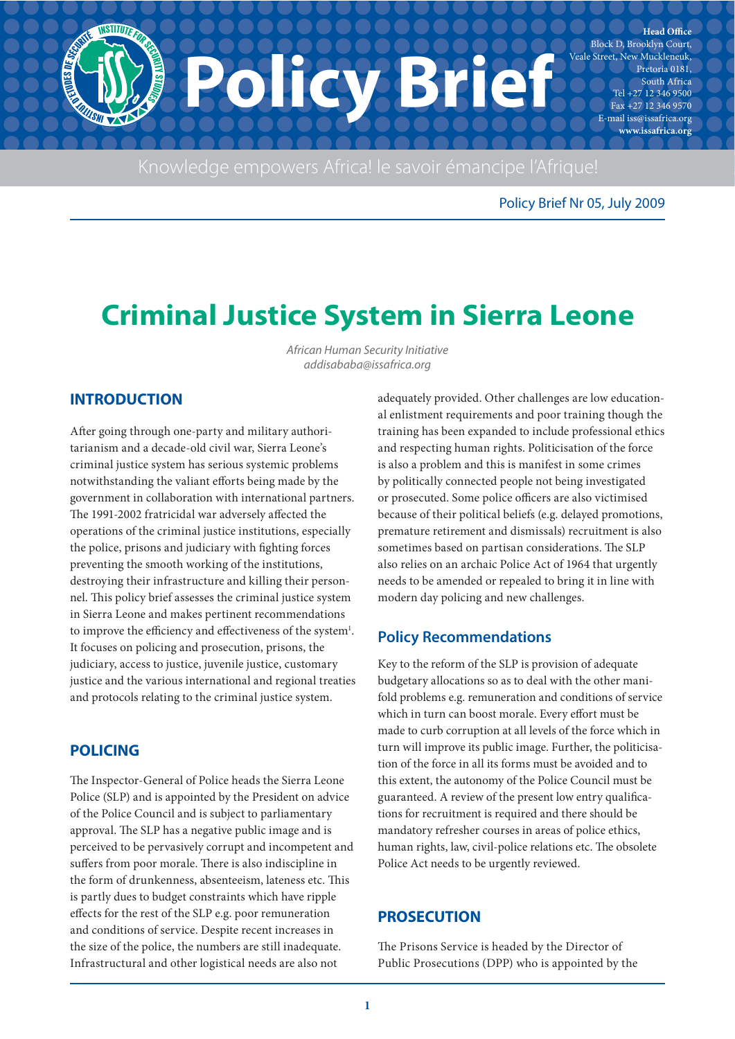Policy Brief

Head Office
Block D, Brooklyn Court,
Veale Street, New Muckleneuk,
Pretoria 0181,
South Africa
Tel +27 12 346 9500
Fax +27 12 346 9570
E-mail iss@issafrica.org
www.issafrica.org

Knowledge empowers Africa! le savoir émancipe l'Afrique!

Policy Brief Nr 05, July 2009

# Criminal Justice System in Sierra Leone

*African Human Security Initiative*
*addisababa@issafrica.org*

## INTRODUCTION

After going through one-party and military authoritarianism and a decade-old civil war, Sierra Leone's criminal justice system has serious systemic problems notwithstanding the valiant efforts being made by the government in collaboration with international partners. The 1991-2002 fratricidal war adversely affected the operations of the criminal justice institutions, especially the police, prisons and judiciary with fighting forces preventing the smooth working of the institutions, destroying their infrastructure and killing their personnel. This policy brief assesses the criminal justice system in Sierra Leone and makes pertinent recommendations to improve the efficiency and effectiveness of the system[1]. It focuses on policing and prosecution, prisons, the judiciary, access to justice, juvenile justice, customary justice and the various international and regional treaties and protocols relating to the criminal justice system.

## POLICING

The Inspector-General of Police heads the Sierra Leone Police (SLP) and is appointed by the President on advice of the Police Council and is subject to parliamentary approval. The SLP has a negative public image and is perceived to be pervasively corrupt and incompetent and suffers from poor morale. There is also indiscipline in the form of drunkenness, absenteeism, lateness etc. This is partly dues to budget constraints which have ripple effects for the rest of the SLP e.g. poor remuneration and conditions of service. Despite recent increases in the size of the police, the numbers are still inadequate. Infrastructural and other logistical needs are also not adequately provided. Other challenges are low educational enlistment requirements and poor training though the training has been expanded to include professional ethics and respecting human rights. Politicisation of the force is also a problem and this is manifest in some crimes by politically connected people not being investigated or prosecuted. Some police officers are also victimised because of their political beliefs (e.g. delayed promotions, premature retirement and dismissals) recruitment is also sometimes based on partisan considerations. The SLP also relies on an archaic Police Act of 1964 that urgently needs to be amended or repealed to bring it in line with modern day policing and new challenges.

### Policy Recommendations

Key to the reform of the SLP is provision of adequate budgetary allocations so as to deal with the other manifold problems e.g. remuneration and conditions of service which in turn can boost morale. Every effort must be made to curb corruption at all levels of the force which in turn will improve its public image. Further, the politicisation of the force in all its forms must be avoided and to this extent, the autonomy of the Police Council must be guaranteed. A review of the present low entry qualifications for recruitment is required and there should be mandatory refresher courses in areas of police ethics, human rights, law, civil-police relations etc. The obsolete Police Act needs to be urgently reviewed.

## PROSECUTION

The Prisons Service is headed by the Director of Public Prosecutions (DPP) who is appointed by the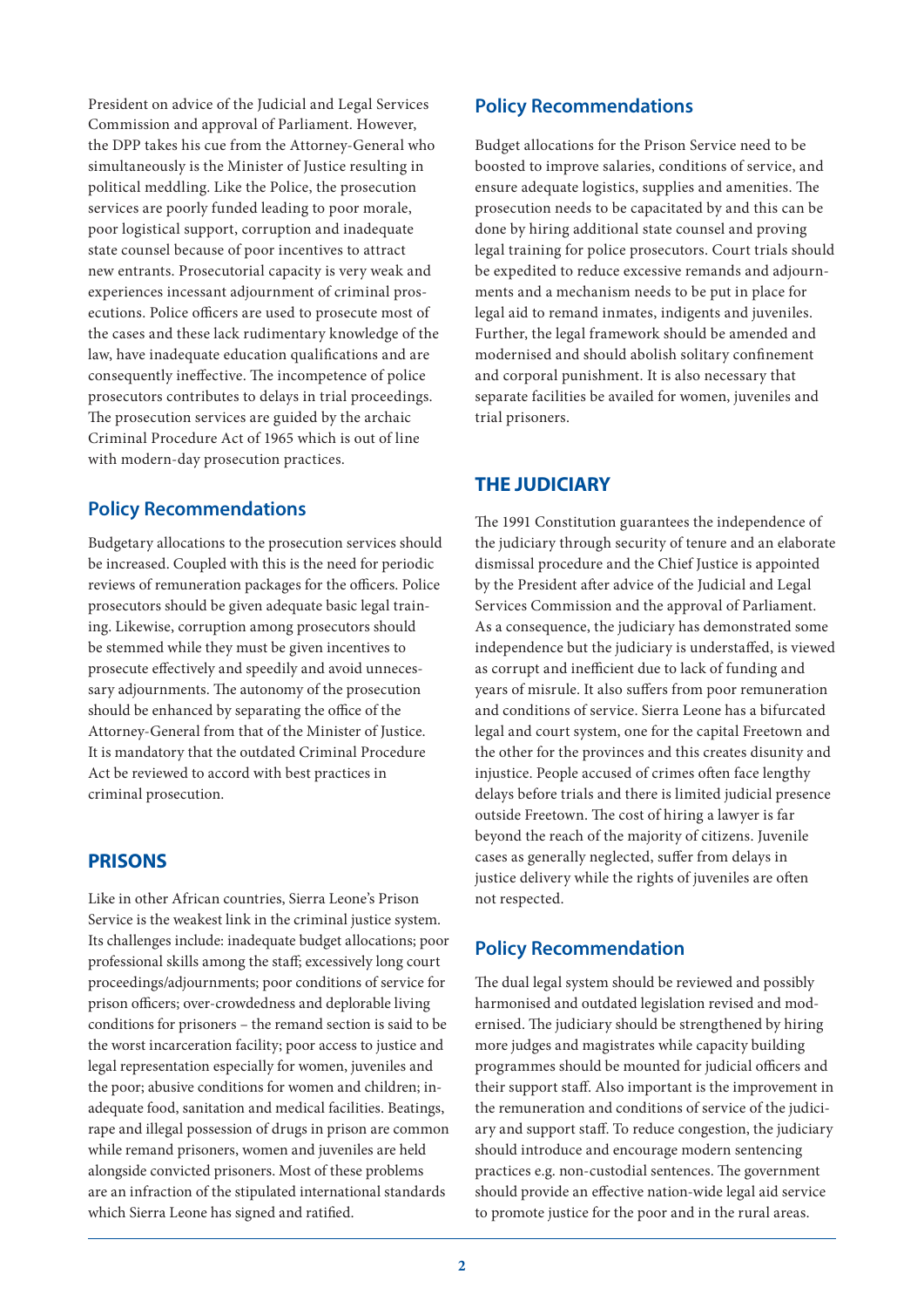President on advice of the Judicial and Legal Services Commission and approval of Parliament. However, the DPP takes his cue from the Attorney-General who simultaneously is the Minister of Justice resulting in political meddling. Like the Police, the prosecution services are poorly funded leading to poor morale, poor logistical support, corruption and inadequate state counsel because of poor incentives to attract new entrants. Prosecutorial capacity is very weak and experiences incessant adjournment of criminal prosecutions. Police officers are used to prosecute most of the cases and these lack rudimentary knowledge of the law, have inadequate education qualifications and are consequently ineffective. The incompetence of police prosecutors contributes to delays in trial proceedings. The prosecution services are guided by the archaic Criminal Procedure Act of 1965 which is out of line with modern-day prosecution practices.

## Policy Recommendations

Budgetary allocations to the prosecution services should be increased. Coupled with this is the need for periodic reviews of remuneration packages for the officers. Police prosecutors should be given adequate basic legal training. Likewise, corruption among prosecutors should be stemmed while they must be given incentives to prosecute effectively and speedily and avoid unnecessary adjournments. The autonomy of the prosecution should be enhanced by separating the office of the Attorney-General from that of the Minister of Justice. It is mandatory that the outdated Criminal Procedure Act be reviewed to accord with best practices in criminal prosecution.

## PRISONS

Like in other African countries, Sierra Leone's Prison Service is the weakest link in the criminal justice system. Its challenges include: inadequate budget allocations; poor professional skills among the staff; excessively long court proceedings/adjournments; poor conditions of service for prison officers; over-crowdedness and deplorable living conditions for prisoners – the remand section is said to be the worst incarceration facility; poor access to justice and legal representation especially for women, juveniles and the poor; abusive conditions for women and children; inadequate food, sanitation and medical facilities. Beatings, rape and illegal possession of drugs in prison are common while remand prisoners, women and juveniles are held alongside convicted prisoners. Most of these problems are an infraction of the stipulated international standards which Sierra Leone has signed and ratified.

## Policy Recommendations

Budget allocations for the Prison Service need to be boosted to improve salaries, conditions of service, and ensure adequate logistics, supplies and amenities. The prosecution needs to be capacitated by and this can be done by hiring additional state counsel and proving legal training for police prosecutors. Court trials should be expedited to reduce excessive remands and adjournments and a mechanism needs to be put in place for legal aid to remand inmates, indigents and juveniles. Further, the legal framework should be amended and modernised and should abolish solitary confinement and corporal punishment. It is also necessary that separate facilities be availed for women, juveniles and trial prisoners.

## THE JUDICIARY

The 1991 Constitution guarantees the independence of the judiciary through security of tenure and an elaborate dismissal procedure and the Chief Justice is appointed by the President after advice of the Judicial and Legal Services Commission and the approval of Parliament. As a consequence, the judiciary has demonstrated some independence but the judiciary is understaffed, is viewed as corrupt and inefficient due to lack of funding and years of misrule. It also suffers from poor remuneration and conditions of service. Sierra Leone has a bifurcated legal and court system, one for the capital Freetown and the other for the provinces and this creates disunity and injustice. People accused of crimes often face lengthy delays before trials and there is limited judicial presence outside Freetown. The cost of hiring a lawyer is far beyond the reach of the majority of citizens. Juvenile cases as generally neglected, suffer from delays in justice delivery while the rights of juveniles are often not respected.

## Policy Recommendation

The dual legal system should be reviewed and possibly harmonised and outdated legislation revised and modernised. The judiciary should be strengthened by hiring more judges and magistrates while capacity building programmes should be mounted for judicial officers and their support staff. Also important is the improvement in the remuneration and conditions of service of the judiciary and support staff. To reduce congestion, the judiciary should introduce and encourage modern sentencing practices e.g. non-custodial sentences. The government should provide an effective nation-wide legal aid service to promote justice for the poor and in the rural areas.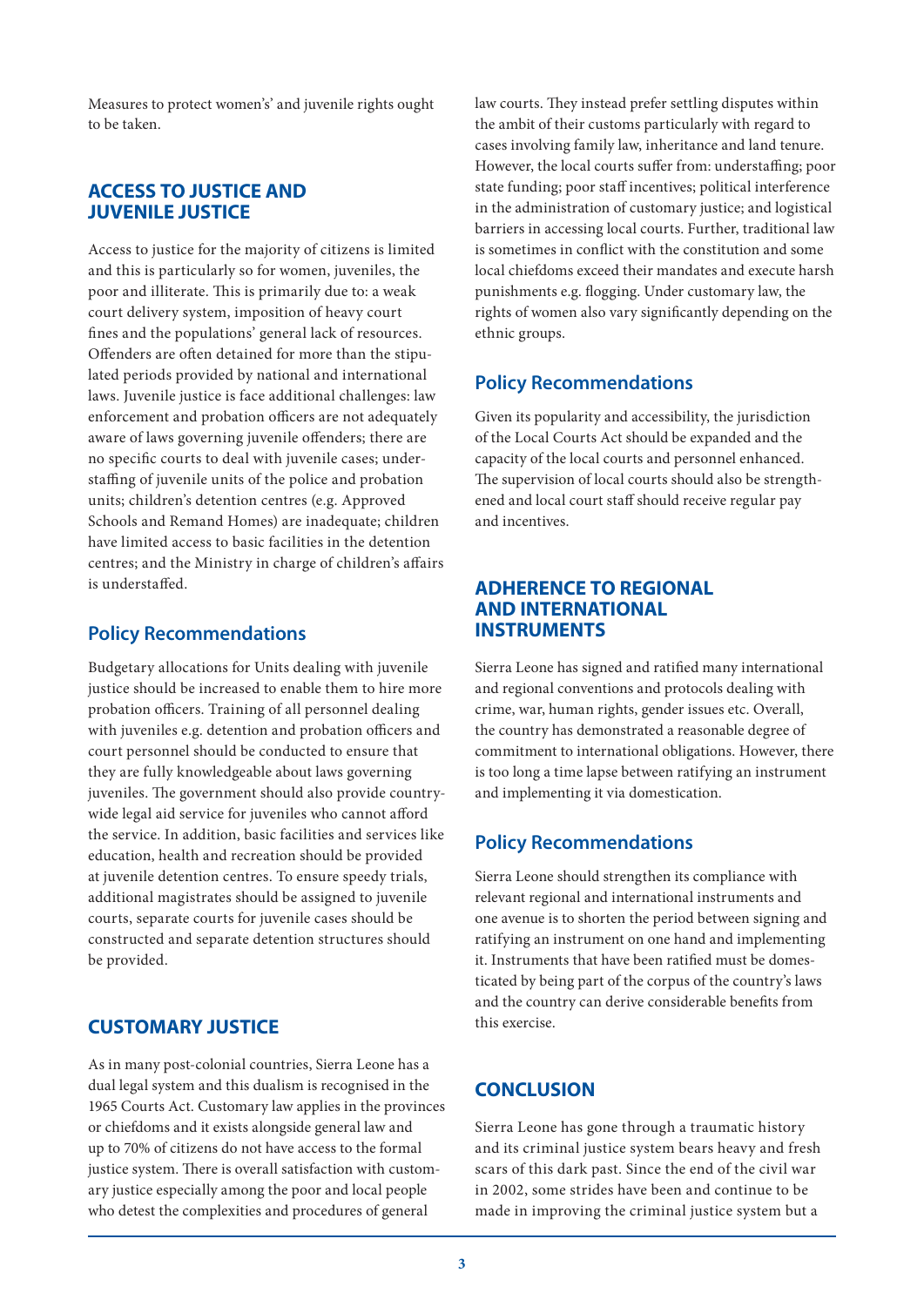Measures to protect women's' and juvenile rights ought to be taken.

## ACCESS TO JUSTICE AND JUVENILE JUSTICE

Access to justice for the majority of citizens is limited and this is particularly so for women, juveniles, the poor and illiterate. This is primarily due to: a weak court delivery system, imposition of heavy court fines and the populations' general lack of resources. Offenders are often detained for more than the stipulated periods provided by national and international laws. Juvenile justice is face additional challenges: law enforcement and probation officers are not adequately aware of laws governing juvenile offenders; there are no specific courts to deal with juvenile cases; understaffing of juvenile units of the police and probation units; children's detention centres (e.g. Approved Schools and Remand Homes) are inadequate; children have limited access to basic facilities in the detention centres; and the Ministry in charge of children's affairs is understaffed.

### Policy Recommendations

Budgetary allocations for Units dealing with juvenile justice should be increased to enable them to hire more probation officers. Training of all personnel dealing with juveniles e.g. detention and probation officers and court personnel should be conducted to ensure that they are fully knowledgeable about laws governing juveniles. The government should also provide countrywide legal aid service for juveniles who cannot afford the service. In addition, basic facilities and services like education, health and recreation should be provided at juvenile detention centres. To ensure speedy trials, additional magistrates should be assigned to juvenile courts, separate courts for juvenile cases should be constructed and separate detention structures should be provided.

## CUSTOMARY JUSTICE

As in many post-colonial countries, Sierra Leone has a dual legal system and this dualism is recognised in the 1965 Courts Act. Customary law applies in the provinces or chiefdoms and it exists alongside general law and up to 70% of citizens do not have access to the formal justice system. There is overall satisfaction with customary justice especially among the poor and local people who detest the complexities and procedures of general law courts. They instead prefer settling disputes within the ambit of their customs particularly with regard to cases involving family law, inheritance and land tenure. However, the local courts suffer from: understaffing; poor state funding; poor staff incentives; political interference in the administration of customary justice; and logistical barriers in accessing local courts. Further, traditional law is sometimes in conflict with the constitution and some local chiefdoms exceed their mandates and execute harsh punishments e.g. flogging. Under customary law, the rights of women also vary significantly depending on the ethnic groups.

### Policy Recommendations

Given its popularity and accessibility, the jurisdiction of the Local Courts Act should be expanded and the capacity of the local courts and personnel enhanced. The supervision of local courts should also be strengthened and local court staff should receive regular pay and incentives.

## ADHERENCE TO REGIONAL AND INTERNATIONAL INSTRUMENTS

Sierra Leone has signed and ratified many international and regional conventions and protocols dealing with crime, war, human rights, gender issues etc. Overall, the country has demonstrated a reasonable degree of commitment to international obligations. However, there is too long a time lapse between ratifying an instrument and implementing it via domestication.

### Policy Recommendations

Sierra Leone should strengthen its compliance with relevant regional and international instruments and one avenue is to shorten the period between signing and ratifying an instrument on one hand and implementing it. Instruments that have been ratified must be domesticated by being part of the corpus of the country's laws and the country can derive considerable benefits from this exercise.

## CONCLUSION

Sierra Leone has gone through a traumatic history and its criminal justice system bears heavy and fresh scars of this dark past. Since the end of the civil war in 2002, some strides have been and continue to be made in improving the criminal justice system but a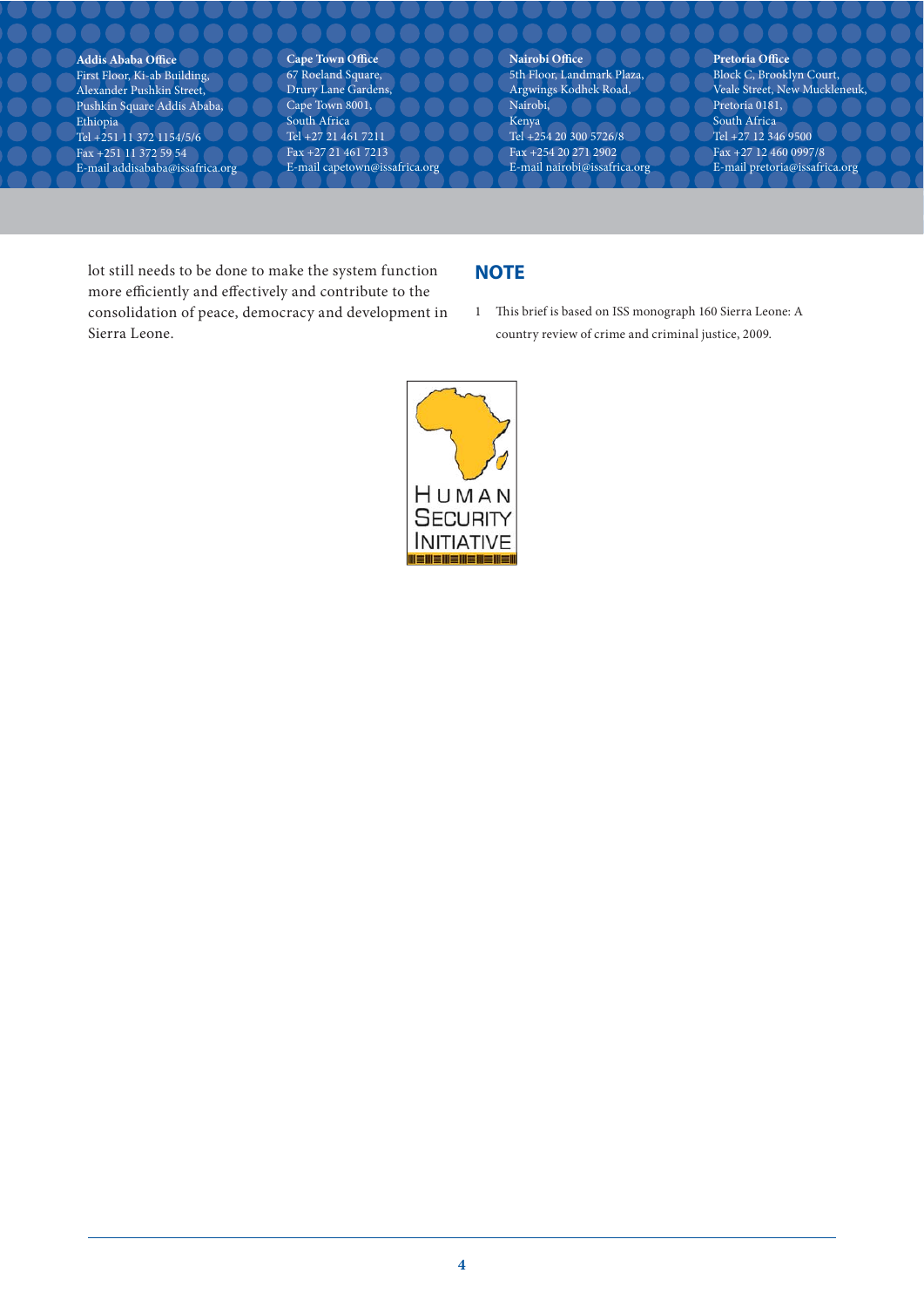**Addis Ababa Office**
First Floor, Ki-ab Building,
Alexander Pushkin Street,
Pushkin Square Addis Ababa,
Ethiopia
Tel +251 11 372 1154/5/6
Fax +251 11 372 59 54
E-mail addisababa@issafrica.org

**Cape Town Office**
67 Roeland Square,
Drury Lane Gardens,
Cape Town 8001,
South Africa
Tel +27 21 461 7211
Fax +27 21 461 7213
E-mail capetown@issafrica.org

**Nairobi Office**
5th Floor, Landmark Plaza,
Argwings Kodhek Road,
Nairobi,
Kenya
Tel +254 20 300 5726/8
Fax +254 20 271 2902
E-mail nairobi@issafrica.org

**Pretoria Office**
Block C, Brooklyn Court,
Veale Street, New Muckleneuk,
Pretoria 0181,
South Africa
Tel +27 12 346 9500
Fax +27 12 460 0997/8
E-mail pretoria@issafrica.org

lot still needs to be done to make the system function more efficiently and effectively and contribute to the consolidation of peace, democracy and development in Sierra Leone.

## NOTE

1 This brief is based on ISS monograph 160 Sierra Leone: A country review of crime and criminal justice, 2009.

HUMAN SECURITY INITIATIVE